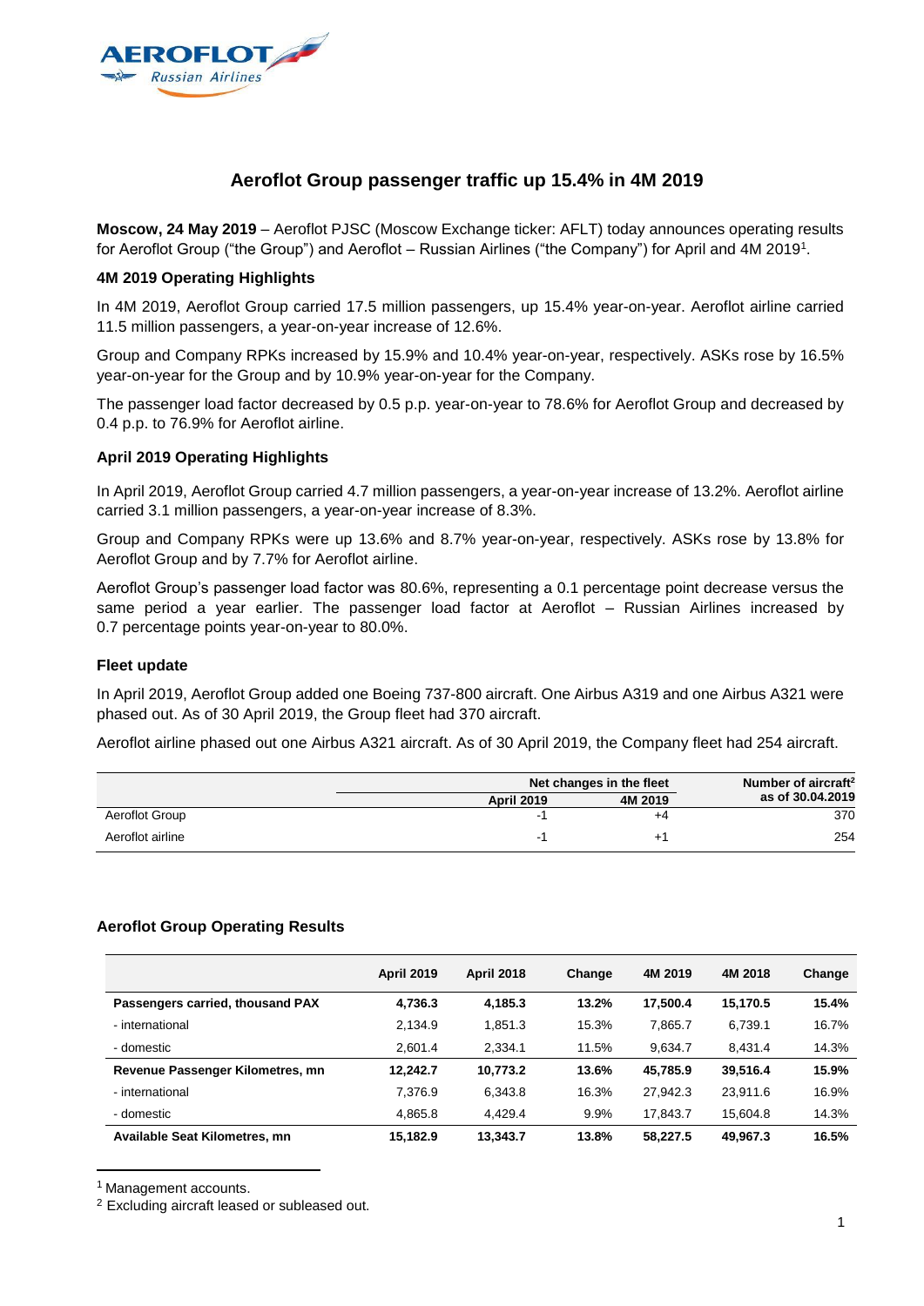# Aeroflot Group passenger traffic up 15.4% in 4M 2019

**Moscow, 24 May 2019** – Aeroflot PJSC (Moscow Exchange ticker: AFLT) today announces operating results for Aeroflot Group ("the Group") and Aeroflot – Russian Airlines ("the Company") for April and 4M 2019[1].

### 4M 2019 Operating Highlights

In 4M 2019, Aeroflot Group carried 17.5 million passengers, up 15.4% year-on-year. Aeroflot airline carried 11.5 million passengers, a year-on-year increase of 12.6%.

Group and Company RPKs increased by 15.9% and 10.4% year-on-year, respectively. ASKs rose by 16.5% year-on-year for the Group and by 10.9% year-on-year for the Company.

The passenger load factor decreased by 0.5 p.p. year-on-year to 78.6% for Aeroflot Group and decreased by 0.4 p.p. to 76.9% for Aeroflot airline.

### April 2019 Operating Highlights

In April 2019, Aeroflot Group carried 4.7 million passengers, a year-on-year increase of 13.2%. Aeroflot airline carried 3.1 million passengers, a year-on-year increase of 8.3%.

Group and Company RPKs were up 13.6% and 8.7% year-on-year, respectively. ASKs rose by 13.8% for Aeroflot Group and by 7.7% for Aeroflot airline.

Aeroflot Group's passenger load factor was 80.6%, representing a 0.1 percentage point decrease versus the same period a year earlier. The passenger load factor at Aeroflot – Russian Airlines increased by 0.7 percentage points year-on-year to 80.0%.

### Fleet update

In April 2019, Aeroflot Group added one Boeing 737-800 aircraft. One Airbus A319 and one Airbus A321 were phased out. As of 30 April 2019, the Group fleet had 370 aircraft.

Aeroflot airline phased out one Airbus A321 aircraft. As of 30 April 2019, the Company fleet had 254 aircraft.

| | Net changes in the fleet | | Number of aircraft[2] as of 30.04.2019 |
|---|---|---|---|
| | April 2019 | 4M 2019 | |
| Aeroflot Group | -1 | +4 | 370 |
| Aeroflot airline | -1 | +1 | 254 |

### Aeroflot Group Operating Results

| | April 2019 | April 2018 | Change | 4M 2019 | 4M 2018 | Change |
|---|---|---|---|---|---|---|
| **Passengers carried, thousand PAX** | **4,736.3** | **4,185.3** | **13.2%** | **17,500.4** | **15,170.5** | **15.4%** |
| - international | 2,134.9 | 1,851.3 | 15.3% | 7,865.7 | 6,739.1 | 16.7% |
| - domestic | 2,601.4 | 2,334.1 | 11.5% | 9,634.7 | 8,431.4 | 14.3% |
| **Revenue Passenger Kilometres, mn** | **12,242.7** | **10,773.2** | **13.6%** | **45,785.9** | **39,516.4** | **15.9%** |
| - international | 7,376.9 | 6,343.8 | 16.3% | 27,942.3 | 23,911.6 | 16.9% |
| - domestic | 4,865.8 | 4,429.4 | 9.9% | 17,843.7 | 15,604.8 | 14.3% |
| **Available Seat Kilometres, mn** | **15,182.9** | **13,343.7** | **13.8%** | **58,227.5** | **49,967.3** | **16.5%** |

[1] Management accounts.

[2] Excluding aircraft leased or subleased out.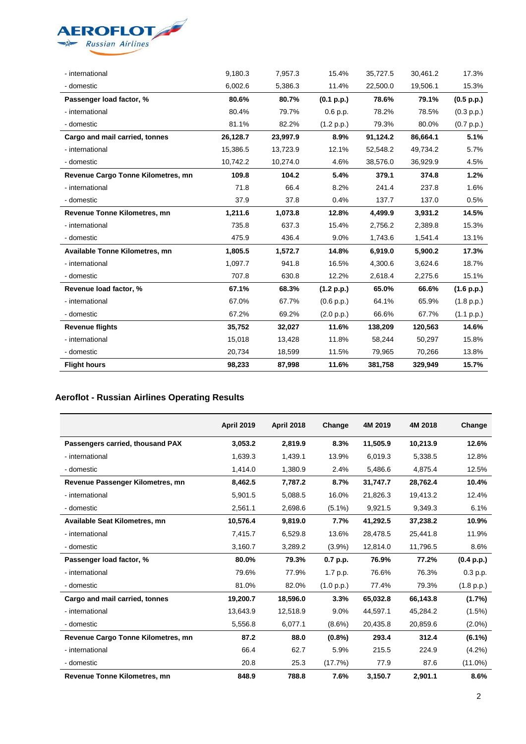| | | | | | | |
|---|---|---|---|---|---|---|
| - international | 9,180.3 | 7,957.3 | 15.4% | 35,727.5 | 30,461.2 | 17.3% |
| - domestic | 6,002.6 | 5,386.3 | 11.4% | 22,500.0 | 19,506.1 | 15.3% |
| **Passenger load factor, %** | **80.6%** | **80.7%** | **(0.1 p.p.)** | **78.6%** | **79.1%** | **(0.5 p.p.)** |
| - international | 80.4% | 79.7% | 0.6 p.p. | 78.2% | 78.5% | (0.3 p.p.) |
| - domestic | 81.1% | 82.2% | (1.2 p.p.) | 79.3% | 80.0% | (0.7 p.p.) |
| **Cargo and mail carried, tonnes** | **26,128.7** | **23,997.9** | **8.9%** | **91,124.2** | **86,664.1** | **5.1%** |
| - international | 15,386.5 | 13,723.9 | 12.1% | 52,548.2 | 49,734.2 | 5.7% |
| - domestic | 10,742.2 | 10,274.0 | 4.6% | 38,576.0 | 36,929.9 | 4.5% |
| **Revenue Cargo Tonne Kilometres, mn** | **109.8** | **104.2** | **5.4%** | **379.1** | **374.8** | **1.2%** |
| - international | 71.8 | 66.4 | 8.2% | 241.4 | 237.8 | 1.6% |
| - domestic | 37.9 | 37.8 | 0.4% | 137.7 | 137.0 | 0.5% |
| **Revenue Tonne Kilometres, mn** | **1,211.6** | **1,073.8** | **12.8%** | **4,499.9** | **3,931.2** | **14.5%** |
| - international | 735.8 | 637.3 | 15.4% | 2,756.2 | 2,389.8 | 15.3% |
| - domestic | 475.9 | 436.4 | 9.0% | 1,743.6 | 1,541.4 | 13.1% |
| **Available Tonne Kilometres, mn** | **1,805.5** | **1,572.7** | **14.8%** | **6,919.0** | **5,900.2** | **17.3%** |
| - international | 1,097.7 | 941.8 | 16.5% | 4,300.6 | 3,624.6 | 18.7% |
| - domestic | 707.8 | 630.8 | 12.2% | 2,618.4 | 2,275.6 | 15.1% |
| **Revenue load factor, %** | **67.1%** | **68.3%** | **(1.2 p.p.)** | **65.0%** | **66.6%** | **(1.6 p.p.)** |
| - international | 67.0% | 67.7% | (0.6 p.p.) | 64.1% | 65.9% | (1.8 p.p.) |
| - domestic | 67.2% | 69.2% | (2.0 p.p.) | 66.6% | 67.7% | (1.1 p.p.) |
| **Revenue flights** | **35,752** | **32,027** | **11.6%** | **138,209** | **120,563** | **14.6%** |
| - international | 15,018 | 13,428 | 11.8% | 58,244 | 50,297 | 15.8% |
| - domestic | 20,734 | 18,599 | 11.5% | 79,965 | 70,266 | 13.8% |
| **Flight hours** | **98,233** | **87,998** | **11.6%** | **381,758** | **329,949** | **15.7%** |

## Aeroflot - Russian Airlines Operating Results

| | April 2019 | April 2018 | Change | 4M 2019 | 4M 2018 | Change |
|---|---|---|---|---|---|---|
| **Passengers carried, thousand PAX** | **3,053.2** | **2,819.9** | **8.3%** | **11,505.9** | **10,213.9** | **12.6%** |
| - international | 1,639.3 | 1,439.1 | 13.9% | 6,019.3 | 5,338.5 | 12.8% |
| - domestic | 1,414.0 | 1,380.9 | 2.4% | 5,486.6 | 4,875.4 | 12.5% |
| **Revenue Passenger Kilometres, mn** | **8,462.5** | **7,787.2** | **8.7%** | **31,747.7** | **28,762.4** | **10.4%** |
| - international | 5,901.5 | 5,088.5 | 16.0% | 21,826.3 | 19,413.2 | 12.4% |
| - domestic | 2,561.1 | 2,698.6 | (5.1%) | 9,921.5 | 9,349.3 | 6.1% |
| **Available Seat Kilometres, mn** | **10,576.4** | **9,819.0** | **7.7%** | **41,292.5** | **37,238.2** | **10.9%** |
| - international | 7,415.7 | 6,529.8 | 13.6% | 28,478.5 | 25,441.8 | 11.9% |
| - domestic | 3,160.7 | 3,289.2 | (3.9%) | 12,814.0 | 11,796.5 | 8.6% |
| **Passenger load factor, %** | **80.0%** | **79.3%** | **0.7 p.p.** | **76.9%** | **77.2%** | **(0.4 p.p.)** |
| - international | 79.6% | 77.9% | 1.7 p.p. | 76.6% | 76.3% | 0.3 p.p. |
| - domestic | 81.0% | 82.0% | (1.0 p.p.) | 77.4% | 79.3% | (1.8 p.p.) |
| **Cargo and mail carried, tonnes** | **19,200.7** | **18,596.0** | **3.3%** | **65,032.8** | **66,143.8** | **(1.7%)** |
| - international | 13,643.9 | 12,518.9 | 9.0% | 44,597.1 | 45,284.2 | (1.5%) |
| - domestic | 5,556.8 | 6,077.1 | (8.6%) | 20,435.8 | 20,859.6 | (2.0%) |
| **Revenue Cargo Tonne Kilometres, mn** | **87.2** | **88.0** | **(0.8%)** | **293.4** | **312.4** | **(6.1%)** |
| - international | 66.4 | 62.7 | 5.9% | 215.5 | 224.9 | (4.2%) |
| - domestic | 20.8 | 25.3 | (17.7%) | 77.9 | 87.6 | (11.0%) |
| **Revenue Tonne Kilometres, mn** | **848.9** | **788.8** | **7.6%** | **3,150.7** | **2,901.1** | **8.6%** |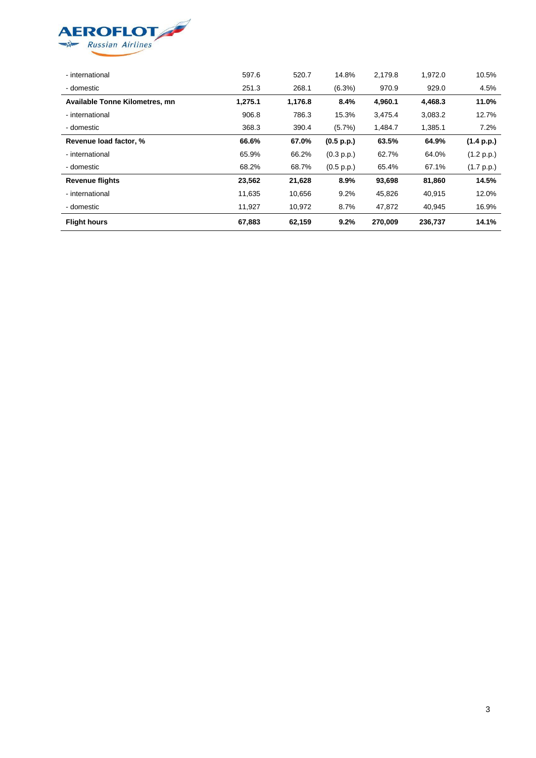| | | | | | | |
|---|---|---|---|---|---|---|
| - international | 597.6 | 520.7 | 14.8% | 2,179.8 | 1,972.0 | 10.5% |
| - domestic | 251.3 | 268.1 | (6.3%) | 970.9 | 929.0 | 4.5% |
| **Available Tonne Kilometres, mn** | **1,275.1** | **1,176.8** | **8.4%** | **4,960.1** | **4,468.3** | **11.0%** |
| - international | 906.8 | 786.3 | 15.3% | 3,475.4 | 3,083.2 | 12.7% |
| - domestic | 368.3 | 390.4 | (5.7%) | 1,484.7 | 1,385.1 | 7.2% |
| **Revenue load factor, %** | **66.6%** | **67.0%** | **(0.5 p.p.)** | **63.5%** | **64.9%** | **(1.4 p.p.)** |
| - international | 65.9% | 66.2% | (0.3 p.p.) | 62.7% | 64.0% | (1.2 p.p.) |
| - domestic | 68.2% | 68.7% | (0.5 p.p.) | 65.4% | 67.1% | (1.7 p.p.) |
| **Revenue flights** | **23,562** | **21,628** | **8.9%** | **93,698** | **81,860** | **14.5%** |
| - international | 11,635 | 10,656 | 9.2% | 45,826 | 40,915 | 12.0% |
| - domestic | 11,927 | 10,972 | 8.7% | 47,872 | 40,945 | 16.9% |
| **Flight hours** | **67,883** | **62,159** | **9.2%** | **270,009** | **236,737** | **14.1%** |